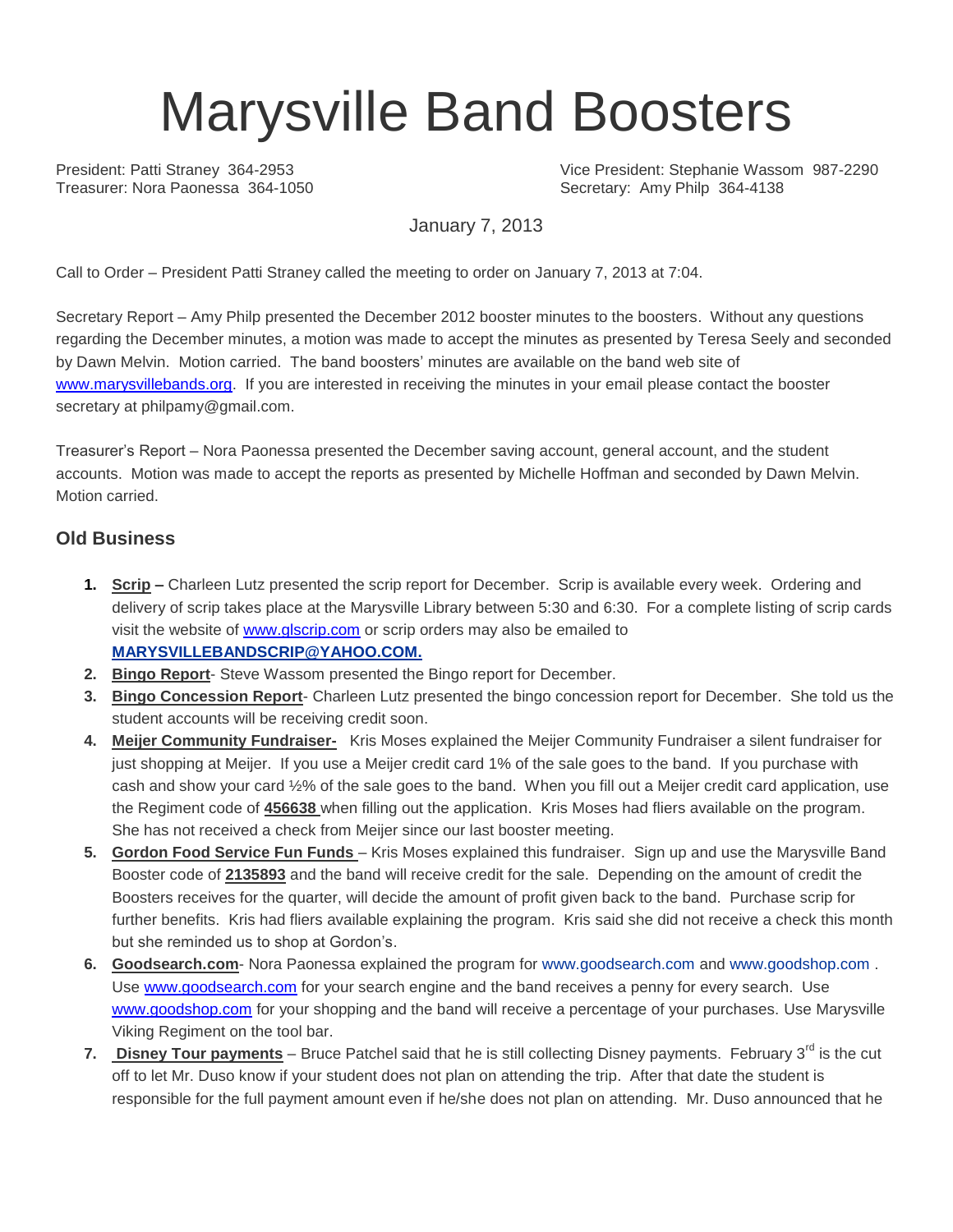# Marysville Band Boosters

President: Patti Straney 364-2953
Treasurer: Nora Paonessa 364-1050

Vice President: Stephanie Wassom 987-2290
Secretary: Amy Philp 364-4138

January 7, 2013

Call to Order – President Patti Straney called the meeting to order on January 7, 2013 at 7:04.

Secretary Report – Amy Philp presented the December 2012 booster minutes to the boosters. Without any questions regarding the December minutes, a motion was made to accept the minutes as presented by Teresa Seely and seconded by Dawn Melvin. Motion carried. The band boosters' minutes are available on the band web site of www.marysvillebands.org. If you are interested in receiving the minutes in your email please contact the booster secretary at philpamy@gmail.com.

Treasurer's Report – Nora Paonessa presented the December saving account, general account, and the student accounts. Motion was made to accept the reports as presented by Michelle Hoffman and seconded by Dawn Melvin. Motion carried.

## Old Business

1. **Scrip –** Charleen Lutz presented the scrip report for December. Scrip is available every week. Ordering and delivery of scrip takes place at the Marysville Library between 5:30 and 6:30. For a complete listing of scrip cards visit the website of www.glscrip.com or scrip orders may also be emailed to **MARYSVILLEBANDSCRIP@YAHOO.COM.**
2. **Bingo Report**- Steve Wassom presented the Bingo report for December.
3. **Bingo Concession Report**- Charleen Lutz presented the bingo concession report for December. She told us the student accounts will be receiving credit soon.
4. **Meijer Community Fundraiser-** Kris Moses explained the Meijer Community Fundraiser a silent fundraiser for just shopping at Meijer. If you use a Meijer credit card 1% of the sale goes to the band. If you purchase with cash and show your card ½% of the sale goes to the band. When you fill out a Meijer credit card application, use the Regiment code of **456638** when filling out the application. Kris Moses had fliers available on the program. She has not received a check from Meijer since our last booster meeting.
5. **Gordon Food Service Fun Funds** – Kris Moses explained this fundraiser. Sign up and use the Marysville Band Booster code of **2135893** and the band will receive credit for the sale. Depending on the amount of credit the Boosters receives for the quarter, will decide the amount of profit given back to the band. Purchase scrip for further benefits. Kris had fliers available explaining the program. Kris said she did not receive a check this month but she reminded us to shop at Gordon's.
6. **Goodsearch.com**- Nora Paonessa explained the program for www.goodsearch.com and www.goodshop.com . Use www.goodsearch.com for your search engine and the band receives a penny for every search. Use www.goodshop.com for your shopping and the band will receive a percentage of your purchases. Use Marysville Viking Regiment on the tool bar.
7. **Disney Tour payments** – Bruce Patchel said that he is still collecting Disney payments. February 3rd is the cut off to let Mr. Duso know if your student does not plan on attending the trip. After that date the student is responsible for the full payment amount even if he/she does not plan on attending. Mr. Duso announced that he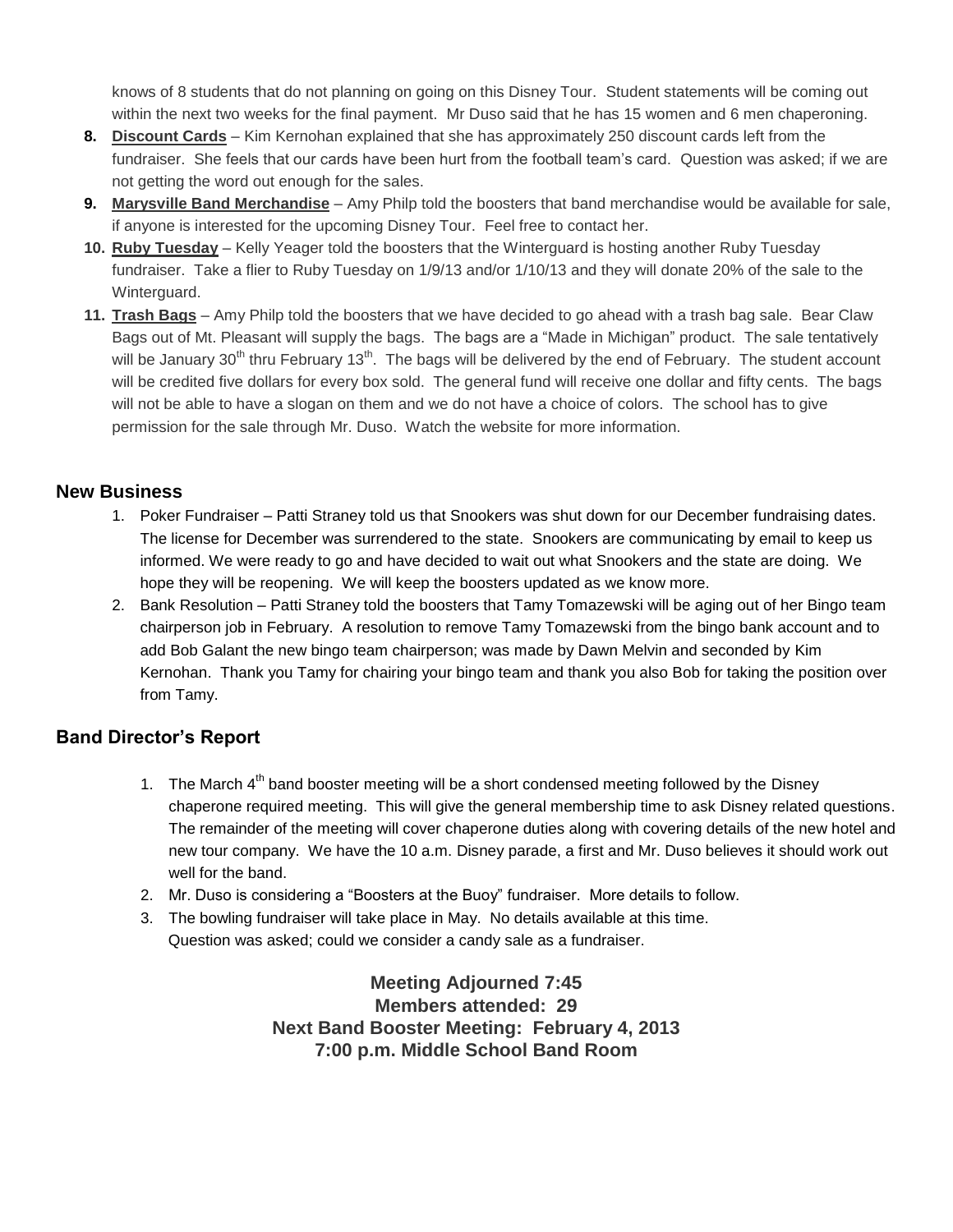knows of 8 students that do not planning on going on this Disney Tour. Student statements will be coming out within the next two weeks for the final payment. Mr Duso said that he has 15 women and 6 men chaperoning.

8. **Discount Cards** – Kim Kernohan explained that she has approximately 250 discount cards left from the fundraiser. She feels that our cards have been hurt from the football team's card. Question was asked; if we are not getting the word out enough for the sales.
9. **Marysville Band Merchandise** – Amy Philp told the boosters that band merchandise would be available for sale, if anyone is interested for the upcoming Disney Tour. Feel free to contact her.
10. **Ruby Tuesday** – Kelly Yeager told the boosters that the Winterguard is hosting another Ruby Tuesday fundraiser. Take a flier to Ruby Tuesday on 1/9/13 and/or 1/10/13 and they will donate 20% of the sale to the Winterguard.
11. **Trash Bags** – Amy Philp told the boosters that we have decided to go ahead with a trash bag sale. Bear Claw Bags out of Mt. Pleasant will supply the bags. The bags are a "Made in Michigan" product. The sale tentatively will be January 30th thru February 13th. The bags will be delivered by the end of February. The student account will be credited five dollars for every box sold. The general fund will receive one dollar and fifty cents. The bags will not be able to have a slogan on them and we do not have a choice of colors. The school has to give permission for the sale through Mr. Duso. Watch the website for more information.

## New Business

1. Poker Fundraiser – Patti Straney told us that Snookers was shut down for our December fundraising dates. The license for December was surrendered to the state. Snookers are communicating by email to keep us informed. We were ready to go and have decided to wait out what Snookers and the state are doing. We hope they will be reopening. We will keep the boosters updated as we know more.
2. Bank Resolution – Patti Straney told the boosters that Tamy Tomazewski will be aging out of her Bingo team chairperson job in February. A resolution to remove Tamy Tomazewski from the bingo bank account and to add Bob Galant the new bingo team chairperson; was made by Dawn Melvin and seconded by Kim Kernohan. Thank you Tamy for chairing your bingo team and thank you also Bob for taking the position over from Tamy.

## Band Director's Report

1. The March 4th band booster meeting will be a short condensed meeting followed by the Disney chaperone required meeting. This will give the general membership time to ask Disney related questions. The remainder of the meeting will cover chaperone duties along with covering details of the new hotel and new tour company. We have the 10 a.m. Disney parade, a first and Mr. Duso believes it should work out well for the band.
2. Mr. Duso is considering a "Boosters at the Buoy" fundraiser. More details to follow.
3. The bowling fundraiser will take place in May. No details available at this time.

   Question was asked; could we consider a candy sale as a fundraiser.

**Meeting Adjourned 7:45**
**Members attended: 29**
**Next Band Booster Meeting: February 4, 2013**
**7:00 p.m. Middle School Band Room**